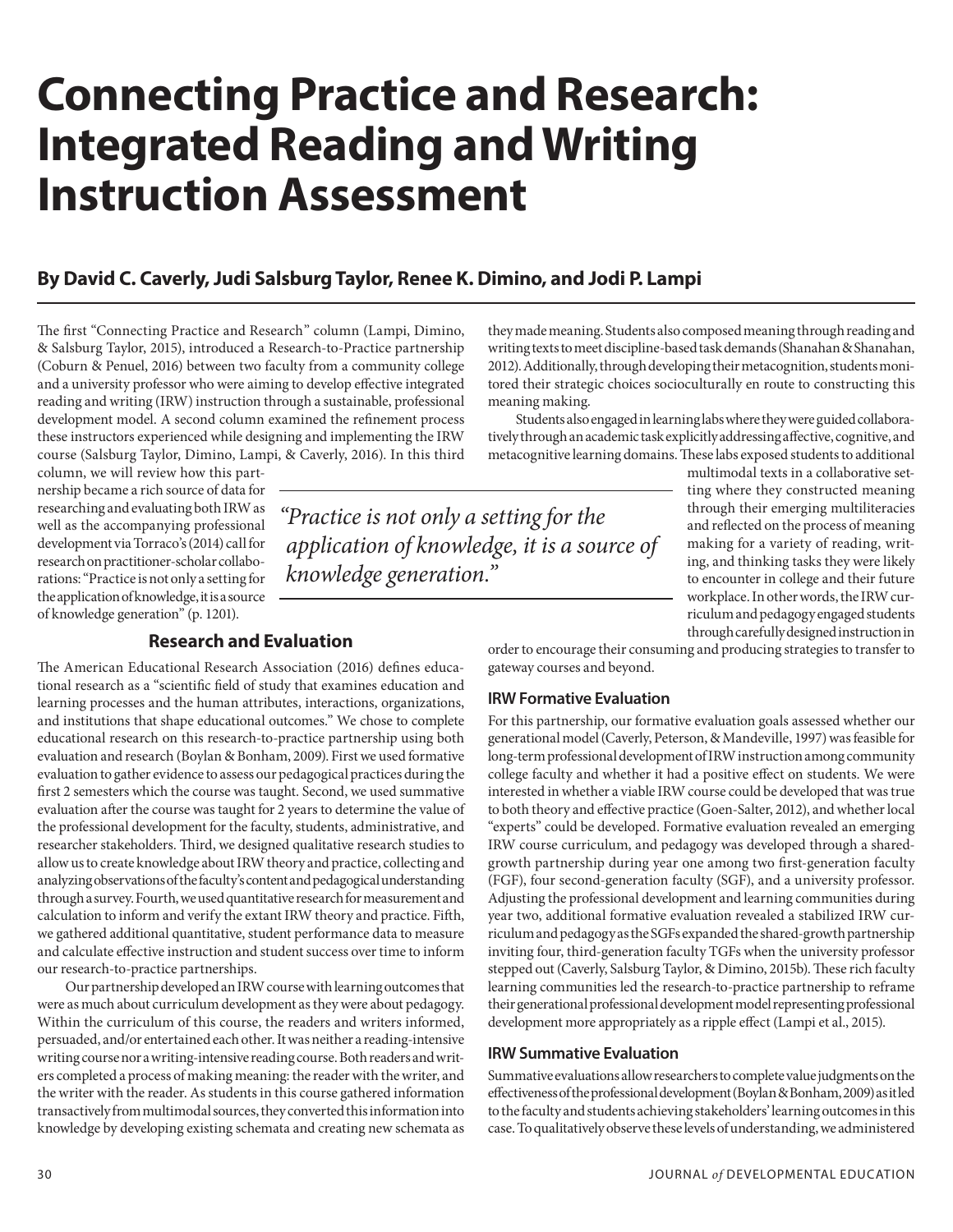# Connecting Practice and Research: Integrated Reading and Writing Instruction Assessment

### By David C. Caverly, Judi Salsburg Taylor, Renee K. Dimino, and Jodi P. Lampi

The first "Connecting Practice and Research" column (Lampi, Dimino, & Salsburg Taylor, 2015), introduced a Research-to-Practice partnership (Coburn & Penuel, 2016) between two faculty from a community college and a university professor who were aiming to develop effective integrated reading and writing (IRW) instruction through a sustainable, professional development model. A second column examined the refinement process these instructors experienced while designing and implementing the IRW course (Salsburg Taylor, Dimino, Lampi, & Caverly, 2016). In this third column, we will review how this partnership became a rich source of data for researching and evaluating both IRW as well as the accompanying professional development via Torraco's (2014) call for research on practitioner-scholar collaborations: "Practice is not only a setting for the application of knowledge, it is a source of knowledge generation" (p. 1201).

> *"Practice is not only a setting for the application of knowledge, it is a source of knowledge generation."*

## Research and Evaluation

The American Educational Research Association (2016) defines educational research as a "scientific field of study that examines education and learning processes and the human attributes, interactions, organizations, and institutions that shape educational outcomes." We chose to complete educational research on this research-to-practice partnership using both evaluation and research (Boylan & Bonham, 2009). First we used formative evaluation to gather evidence to assess our pedagogical practices during the first 2 semesters which the course was taught. Second, we used summative evaluation after the course was taught for 2 years to determine the value of the professional development for the faculty, students, administrative, and researcher stakeholders. Third, we designed qualitative research studies to allow us to create knowledge about IRW theory and practice, collecting and analyzing observations of the faculty's content and pedagogical understanding through a survey. Fourth, we used quantitative research for measurement and calculation to inform and verify the extant IRW theory and practice. Fifth, we gathered additional quantitative, student performance data to measure and calculate effective instruction and student success over time to inform our research-to-practice partnerships.

Our partnership developed an IRW course with learning outcomes that were as much about curriculum development as they were about pedagogy. Within the curriculum of this course, the readers and writers informed, persuaded, and/or entertained each other. It was neither a reading-intensive writing course nor a writing-intensive reading course. Both readers and writers completed a process of making meaning: the reader with the writer, and the writer with the reader. As students in this course gathered information transactively from multimodal sources, they converted this information into knowledge by developing existing schemata and creating new schemata as they made meaning. Students also composed meaning through reading and writing texts to meet discipline-based task demands (Shanahan & Shanahan, 2012). Additionally, through developing their metacognition, students monitored their strategic choices socioculturally en route to constructing this meaning making.

Students also engaged in learning labs where they were guided collaboratively through an academic task explicitly addressing affective, cognitive, and metacognitive learning domains. These labs exposed students to additional multimodal texts in a collaborative setting where they constructed meaning through their emerging multiliteracies and reflected on the process of meaning making for a variety of reading, writing, and thinking tasks they were likely to encounter in college and their future workplace. In other words, the IRW curriculum and pedagogy engaged students through carefully designed instruction in order to encourage their consuming and producing strategies to transfer to gateway courses and beyond.

### IRW Formative Evaluation

For this partnership, our formative evaluation goals assessed whether our generational model (Caverly, Peterson, & Mandeville, 1997) was feasible for long-term professional development of IRW instruction among community college faculty and whether it had a positive effect on students. We were interested in whether a viable IRW course could be developed that was true to both theory and effective practice (Goen-Salter, 2012), and whether local "experts" could be developed. Formative evaluation revealed an emerging IRW course curriculum, and pedagogy was developed through a shared-growth partnership during year one among two first-generation faculty (FGF), four second-generation faculty (SGF), and a university professor. Adjusting the professional development and learning communities during year two, additional formative evaluation revealed a stabilized IRW curriculum and pedagogy as the SGFs expanded the shared-growth partnership inviting four, third-generation faculty TGFs when the university professor stepped out (Caverly, Salsburg Taylor, & Dimino, 2015b). These rich faculty learning communities led the research-to-practice partnership to reframe their generational professional development model representing professional development more appropriately as a ripple effect (Lampi et al., 2015).

### IRW Summative Evaluation

Summative evaluations allow researchers to complete value judgments on the effectiveness of the professional development (Boylan & Bonham, 2009) as it led to the faculty and students achieving stakeholders' learning outcomes in this case. To qualitatively observe these levels of understanding, we administered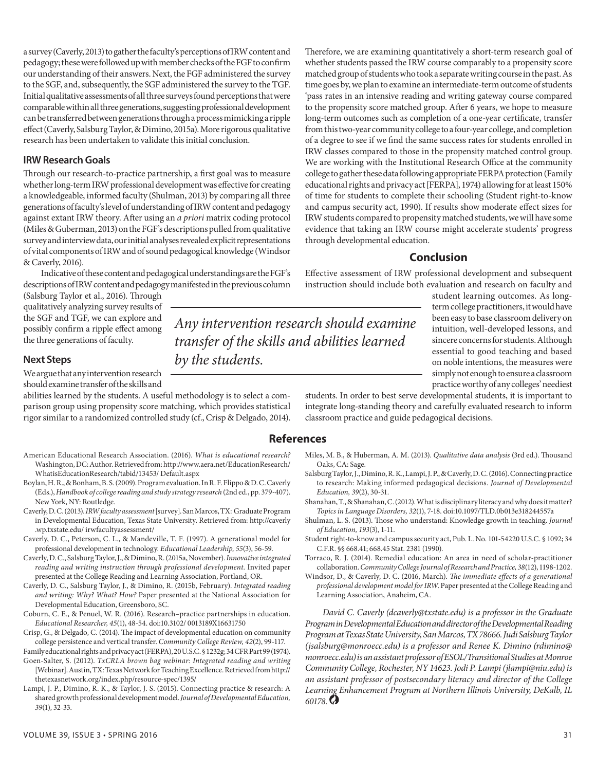a survey (Caverly, 2013) to gather the faculty's perceptions of IRW content and pedagogy; these were followed up with member checks of the FGF to confirm our understanding of their answers. Next, the FGF administered the survey to the SGF, and, subsequently, the SGF administered the survey to the TGF. Initial qualitative assessments of all three surveys found perceptions that were comparable within all three generations, suggesting professional development can be transferred between generations through a process mimicking a ripple effect (Caverly, Salsburg Taylor, & Dimino, 2015a). More rigorous qualitative research has been undertaken to validate this initial conclusion.

### IRW Research Goals

Through our research-to-practice partnership, a first goal was to measure whether long-term IRW professional development was effective for creating a knowledgeable, informed faculty (Shulman, 2013) by comparing all three generations of faculty's level of understanding of IRW content and pedagogy against extant IRW theory. After using an *a priori* matrix coding protocol (Miles & Guberman, 2013) on the FGF's descriptions pulled from qualitative survey and interview data, our initial analyses revealed explicit representations of vital components of IRW and of sound pedagogical knowledge (Windsor & Caverly, 2016).

Indicative of these content and pedagogical understandings are the FGF's descriptions of IRW content and pedagogy manifested in the previous column (Salsburg Taylor et al., 2016). Through qualitatively analyzing survey results of the SGF and TGF, we can explore and possibly confirm a ripple effect among the three generations of faculty.

### Next Steps

We argue that any intervention research should examine transfer of the skills and abilities learned by the students. A useful methodology is to select a comparison group using propensity score matching, which provides statistical rigor similar to a randomized controlled study (cf., Crisp & Delgado, 2014).

*Any intervention research should examine transfer of the skills and abilities learned by the students.*

Therefore, we are examining quantitatively a short-term research goal of whether students passed the IRW course comparably to a propensity score matched group of students who took a separate writing course in the past. As time goes by, we plan to examine an intermediate-term outcome of students 'pass rates in an intensive reading and writing gateway course compared to the propensity score matched group. After 6 years, we hope to measure long-term outcomes such as completion of a one-year certificate, transfer from this two-year community college to a four-year college, and completion of a degree to see if we find the same success rates for students enrolled in IRW classes compared to those in the propensity matched control group. We are working with the Institutional Research Office at the community college to gather these data following appropriate FERPA protection (Family educational rights and privacy act [FERPA], 1974) allowing for at least 150% of time for students to complete their schooling (Student right-to-know and campus security act, 1990). If results show moderate effect sizes for IRW students compared to propensity matched students, we will have some evidence that taking an IRW course might accelerate students' progress through developmental education.

## Conclusion

Effective assessment of IRW professional development and subsequent instruction should include both evaluation and research on faculty and student learning outcomes. As long-term college practitioners, it would have been easy to base classroom delivery on intuition, well-developed lessons, and sincere concerns for students. Although essential to good teaching and based on noble intentions, the measures were simply not enough to ensure a classroom practice worthy of any colleges' neediest students. In order to best serve developmental students, it is important to integrate long-standing theory and carefully evaluated research to inform classroom practice and guide pedagogical decisions.

## References

American Educational Research Association. (2016). *What is educational research?* Washington, DC: Author. Retrieved from: http://www.aera.net/EducationResearch/WhatisEducationResearch/tabid/13453/ Default.aspx

Boylan, H. R., & Bonham, B. S. (2009). Program evaluation. In R. F. Flippo & D. C. Caverly (Eds.), *Handbook of college reading and study strategy research* (2nd ed., pp. 379-407). New York, NY: Routledge.

Caverly, D. C. (2013). *IRW faculty assessment* [survey]. San Marcos, TX: Graduate Program in Developmental Education, Texas State University. Retrieved from: http://caverly.wp.txstate.edu/ irwfacultyassessment/

Caverly, D. C., Peterson, C. L., & Mandeville, T. F. (1997). A generational model for professional development in technology. *Educational Leadership, 55*(3), 56-59.

Caverly, D. C., Salsburg Taylor, J., & Dimino, R. (2015a, November). *Innovative integrated reading and writing instruction through professional development.* Invited paper presented at the College Reading and Learning Association, Portland, OR.

Caverly, D. C., Salsburg Taylor, J., & Dimino, R. (2015b, February). *Integrated reading and writing: Why? What? How?* Paper presented at the National Association for Developmental Education, Greensboro, SC.

Coburn, C. E., & Penuel, W. R. (2016). Research–practice partnerships in education. *Educational Researcher, 45*(1), 48-54. doi:10.3102/ 0013189X16631750

Crisp, G., & Delgado, C. (2014). The impact of developmental education on community college persistence and vertical transfer. *Community College Review, 42*(2), 99-117.

Family educational rights and privacy act (FERPA), 20 U.S.C. § 1232g; 34 CFR Part 99 (1974).

Goen-Salter, S. (2012). *TxCRLA brown bag webinar: Integrated reading and writing* [Webinar]. Austin, TX: Texas Network for Teaching Excellence. Retrieved from http://thetexasnetwork.org/index.php/resource-spec/1395/

Lampi, J. P., Dimino, R. K., & Taylor, J. S. (2015). Connecting practice & research: A shared growth professional development model. *Journal of Developmental Education, 39*(1), 32-33.

Miles, M. B., & Huberman, A. M. (2013). *Qualitative data analysis* (3rd ed.). Thousand Oaks, CA: Sage.

Salsburg Taylor, J., Dimino, R. K., Lampi, J. P., & Caverly, D. C. (2016). Connecting practice to research: Making informed pedagogical decisions. *Journal of Developmental Education, 39*(2), 30-31.

Shanahan, T., & Shanahan, C. (2012). What is disciplinary literacy and why does it matter? *Topics in Language Disorders, 32*(1), 7-18. doi:10.1097/TLD.0b013e318244557a

Shulman, L. S. (2013). Those who understand: Knowledge growth in teaching. *Journal of Education, 193*(3), 1-11.

Student right-to-know and campus security act, Pub. L. No. 101-54220 U.S.C. § 1092; 34 C.F.R. §§ 668.41; 668.45 Stat. 2381 (1990).

Torraco, R. J. (2014). Remedial education: An area in need of scholar-practitioner collaboration. *Community College Journal of Research and Practice, 38*(12), 1198-1202.

Windsor, D., & Caverly, D. C. (2016, March). *The immediate effects of a generational professional development model for IRW.* Paper presented at the College Reading and Learning Association, Anaheim, CA.

*David C. Caverly (dcaverly@txstate.edu) is a professor in the Graduate Program in Developmental Education and director of the Developmental Reading Program at Texas State University, San Marcos, TX 78666. Judi Salsburg Taylor (jsalsburg@monroecc.edu) is a professor and Renee K. Dimino (rdimino@monroecc.edu) is an assistant professor of ESOL/Transitional Studies at Monroe Community College, Rochester, NY 14623. Jodi P. Lampi (jlampi@niu.edu) is an assistant professor of postsecondary literacy and director of the College Learning Enhancement Program at Northern Illinois University, DeKalb, IL 60178.*